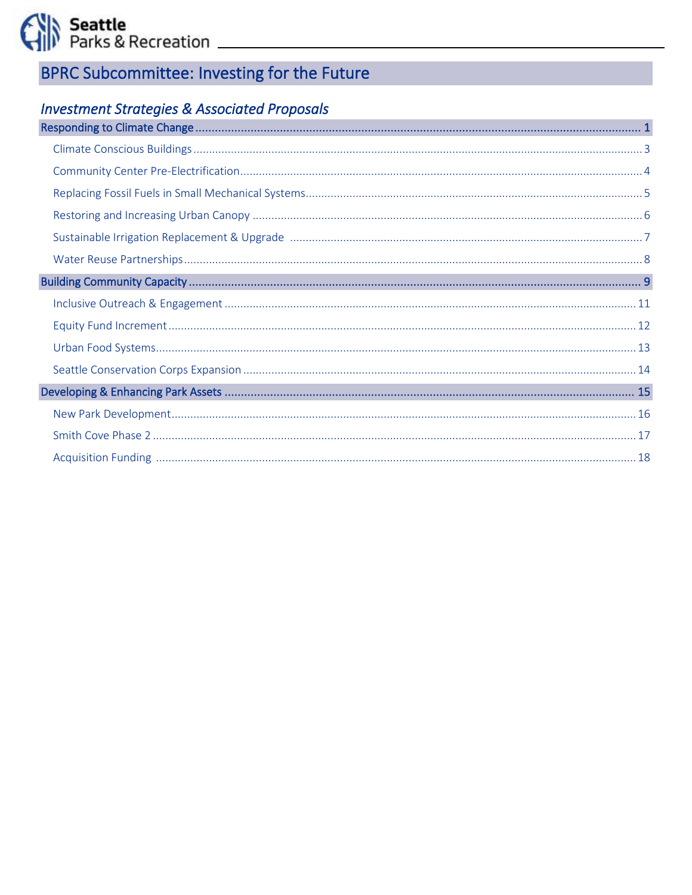# BPRC Subcommittee: Investing for the Future

## *Investment Strategies & Associated Proposals*

**Responding to Climate Change** ........ 1

- Climate Conscious Buildings ........ 3
- Community Center Pre-Electrification ........ 4
- Replacing Fossil Fuels in Small Mechanical Systems ........ 5
- Restoring and Increasing Urban Canopy ........ 6
- Sustainable Irrigation Replacement & Upgrade ........ 7
- Water Reuse Partnerships ........ 8

**Building Community Capacity** ........ 9

- Inclusive Outreach & Engagement ........ 11
- Equity Fund Increment ........ 12
- Urban Food Systems ........ 13
- Seattle Conservation Corps Expansion ........ 14

**Developing & Enhancing Park Assets** ........ 15

- New Park Development ........ 16
- Smith Cove Phase 2 ........ 17
- Acquisition Funding ........ 18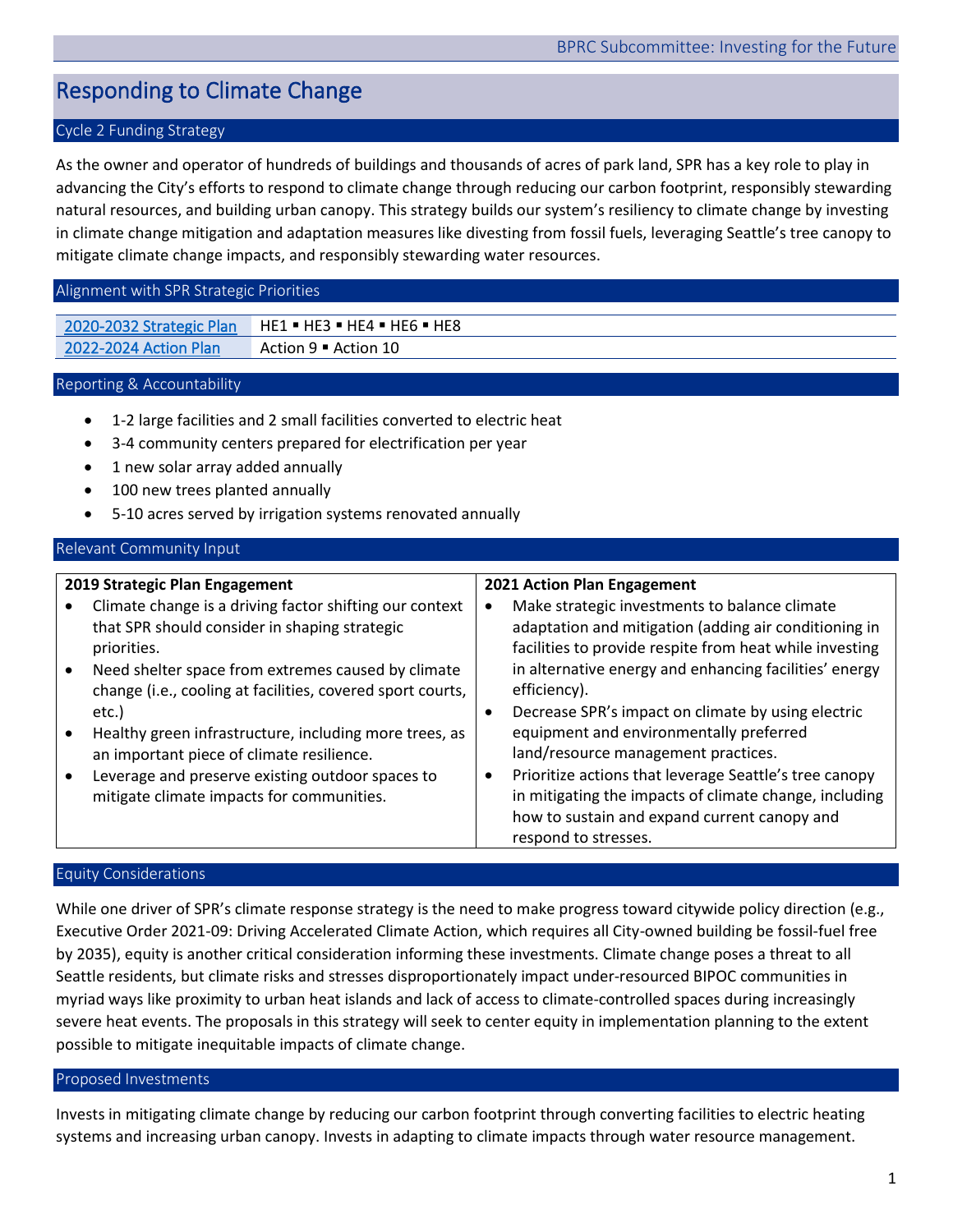# Responding to Climate Change

## Cycle 2 Funding Strategy

As the owner and operator of hundreds of buildings and thousands of acres of park land, SPR has a key role to play in advancing the City's efforts to respond to climate change through reducing our carbon footprint, responsibly stewarding natural resources, and building urban canopy. This strategy builds our system's resiliency to climate change by investing in climate change mitigation and adaptation measures like divesting from fossil fuels, leveraging Seattle's tree canopy to mitigate climate change impacts, and responsibly stewarding water resources.

## Alignment with SPR Strategic Priorities

| | |
|---|---|
| 2020-2032 Strategic Plan | HE1 ▪ HE3 ▪ HE4 ▪ HE6 ▪ HE8 |
| 2022-2024 Action Plan | Action 9 ▪ Action 10 |

## Reporting & Accountability

- 1-2 large facilities and 2 small facilities converted to electric heat
- 3-4 community centers prepared for electrification per year
- 1 new solar array added annually
- 100 new trees planted annually
- 5-10 acres served by irrigation systems renovated annually

## Relevant Community Input

**2019 Strategic Plan Engagement**

- Climate change is a driving factor shifting our context that SPR should consider in shaping strategic priorities.
- Need shelter space from extremes caused by climate change (i.e., cooling at facilities, covered sport courts, etc.)
- Healthy green infrastructure, including more trees, as an important piece of climate resilience.
- Leverage and preserve existing outdoor spaces to mitigate climate impacts for communities.

**2021 Action Plan Engagement**

- Make strategic investments to balance climate adaptation and mitigation (adding air conditioning in facilities to provide respite from heat while investing in alternative energy and enhancing facilities' energy efficiency).
- Decrease SPR's impact on climate by using electric equipment and environmentally preferred land/resource management practices.
- Prioritize actions that leverage Seattle's tree canopy in mitigating the impacts of climate change, including how to sustain and expand current canopy and respond to stresses.

## Equity Considerations

While one driver of SPR's climate response strategy is the need to make progress toward citywide policy direction (e.g., Executive Order 2021-09: Driving Accelerated Climate Action, which requires all City-owned building be fossil-fuel free by 2035), equity is another critical consideration informing these investments. Climate change poses a threat to all Seattle residents, but climate risks and stresses disproportionately impact under-resourced BIPOC communities in myriad ways like proximity to urban heat islands and lack of access to climate-controlled spaces during increasingly severe heat events. The proposals in this strategy will seek to center equity in implementation planning to the extent possible to mitigate inequitable impacts of climate change.

## Proposed Investments

Invests in mitigating climate change by reducing our carbon footprint through converting facilities to electric heating systems and increasing urban canopy. Invests in adapting to climate impacts through water resource management.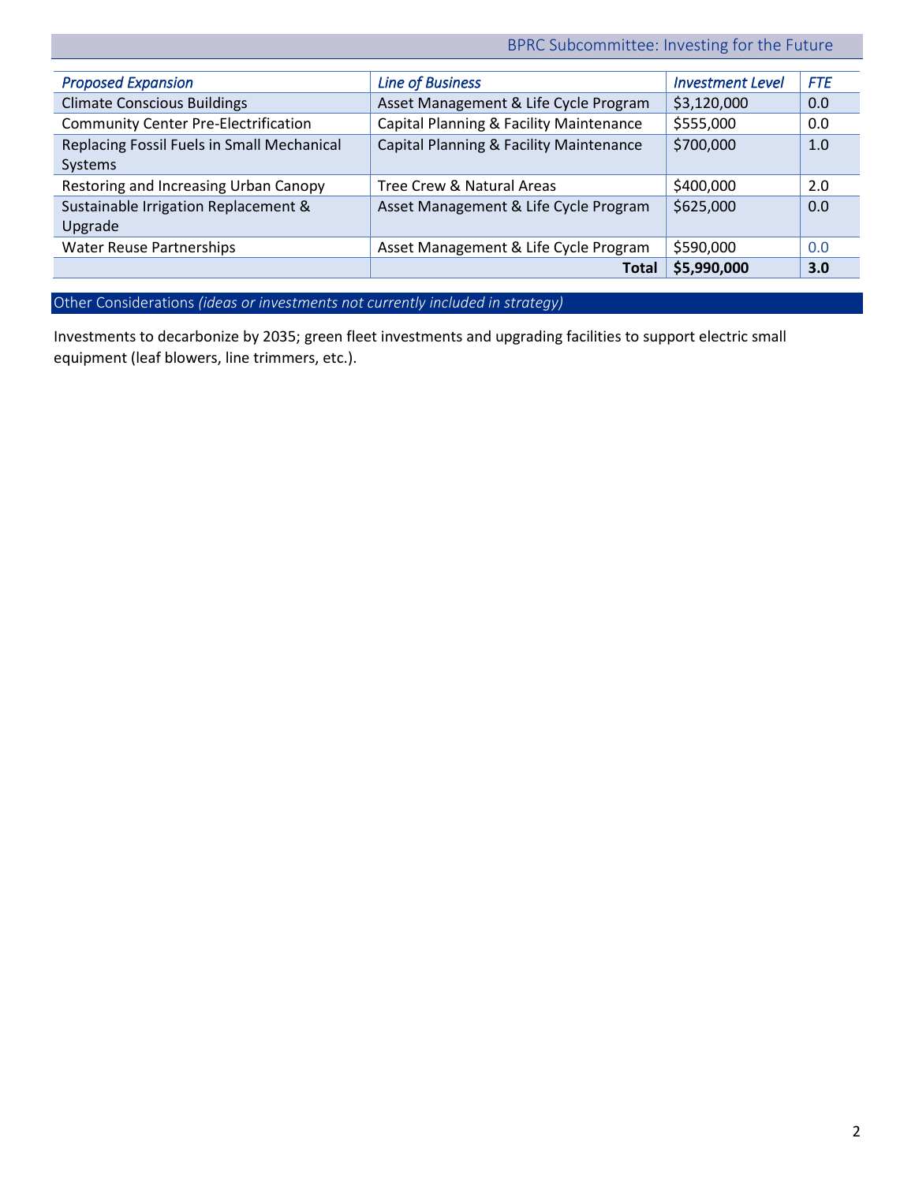| *Proposed Expansion* | *Line of Business* | *Investment Level* | *FTE* |
|---|---|---|---|
| Climate Conscious Buildings | Asset Management & Life Cycle Program | $3,120,000 | 0.0 |
| Community Center Pre-Electrification | Capital Planning & Facility Maintenance | $555,000 | 0.0 |
| Replacing Fossil Fuels in Small Mechanical Systems | Capital Planning & Facility Maintenance | $700,000 | 1.0 |
| Restoring and Increasing Urban Canopy | Tree Crew & Natural Areas | $400,000 | 2.0 |
| Sustainable Irrigation Replacement & Upgrade | Asset Management & Life Cycle Program | $625,000 | 0.0 |
| Water Reuse Partnerships | Asset Management & Life Cycle Program | $590,000 | 0.0 |
| | **Total** | **$5,990,000** | **3.0** |

## Other Considerations *(ideas or investments not currently included in strategy)*

Investments to decarbonize by 2035; green fleet investments and upgrading facilities to support electric small equipment (leaf blowers, line trimmers, etc.).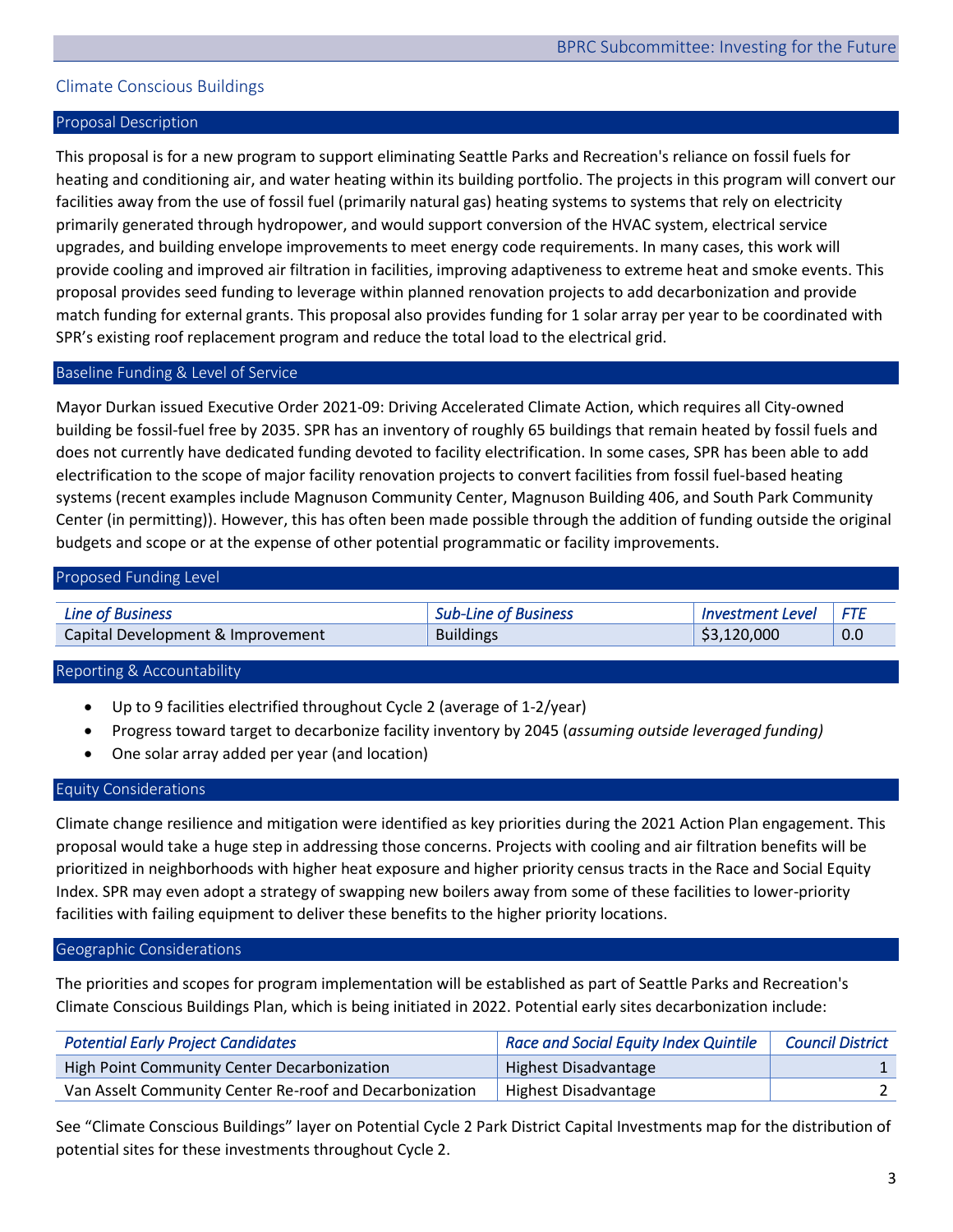## Climate Conscious Buildings

### Proposal Description

This proposal is for a new program to support eliminating Seattle Parks and Recreation's reliance on fossil fuels for heating and conditioning air, and water heating within its building portfolio. The projects in this program will convert our facilities away from the use of fossil fuel (primarily natural gas) heating systems to systems that rely on electricity primarily generated through hydropower, and would support conversion of the HVAC system, electrical service upgrades, and building envelope improvements to meet energy code requirements. In many cases, this work will provide cooling and improved air filtration in facilities, improving adaptiveness to extreme heat and smoke events. This proposal provides seed funding to leverage within planned renovation projects to add decarbonization and provide match funding for external grants. This proposal also provides funding for 1 solar array per year to be coordinated with SPR's existing roof replacement program and reduce the total load to the electrical grid.

### Baseline Funding & Level of Service

Mayor Durkan issued Executive Order 2021-09: Driving Accelerated Climate Action, which requires all City-owned building be fossil-fuel free by 2035. SPR has an inventory of roughly 65 buildings that remain heated by fossil fuels and does not currently have dedicated funding devoted to facility electrification. In some cases, SPR has been able to add electrification to the scope of major facility renovation projects to convert facilities from fossil fuel-based heating systems (recent examples include Magnuson Community Center, Magnuson Building 406, and South Park Community Center (in permitting)). However, this has often been made possible through the addition of funding outside the original budgets and scope or at the expense of other potential programmatic or facility improvements.

### Proposed Funding Level

| *Line of Business* | *Sub-Line of Business* | *Investment Level* | *FTE* |
|---|---|---|---|
| Capital Development & Improvement | Buildings | $3,120,000 | 0.0 |

### Reporting & Accountability

- Up to 9 facilities electrified throughout Cycle 2 (average of 1-2/year)
- Progress toward target to decarbonize facility inventory by 2045 (*assuming outside leveraged funding)*
- One solar array added per year (and location)

### Equity Considerations

Climate change resilience and mitigation were identified as key priorities during the 2021 Action Plan engagement. This proposal would take a huge step in addressing those concerns. Projects with cooling and air filtration benefits will be prioritized in neighborhoods with higher heat exposure and higher priority census tracts in the Race and Social Equity Index. SPR may even adopt a strategy of swapping new boilers away from some of these facilities to lower-priority facilities with failing equipment to deliver these benefits to the higher priority locations.

### Geographic Considerations

The priorities and scopes for program implementation will be established as part of Seattle Parks and Recreation's Climate Conscious Buildings Plan, which is being initiated in 2022. Potential early sites decarbonization include:

| *Potential Early Project Candidates* | *Race and Social Equity Index Quintile* | *Council District* |
|---|---|---|
| High Point Community Center Decarbonization | Highest Disadvantage | 1 |
| Van Asselt Community Center Re-roof and Decarbonization | Highest Disadvantage | 2 |

See "Climate Conscious Buildings" layer on Potential Cycle 2 Park District Capital Investments map for the distribution of potential sites for these investments throughout Cycle 2.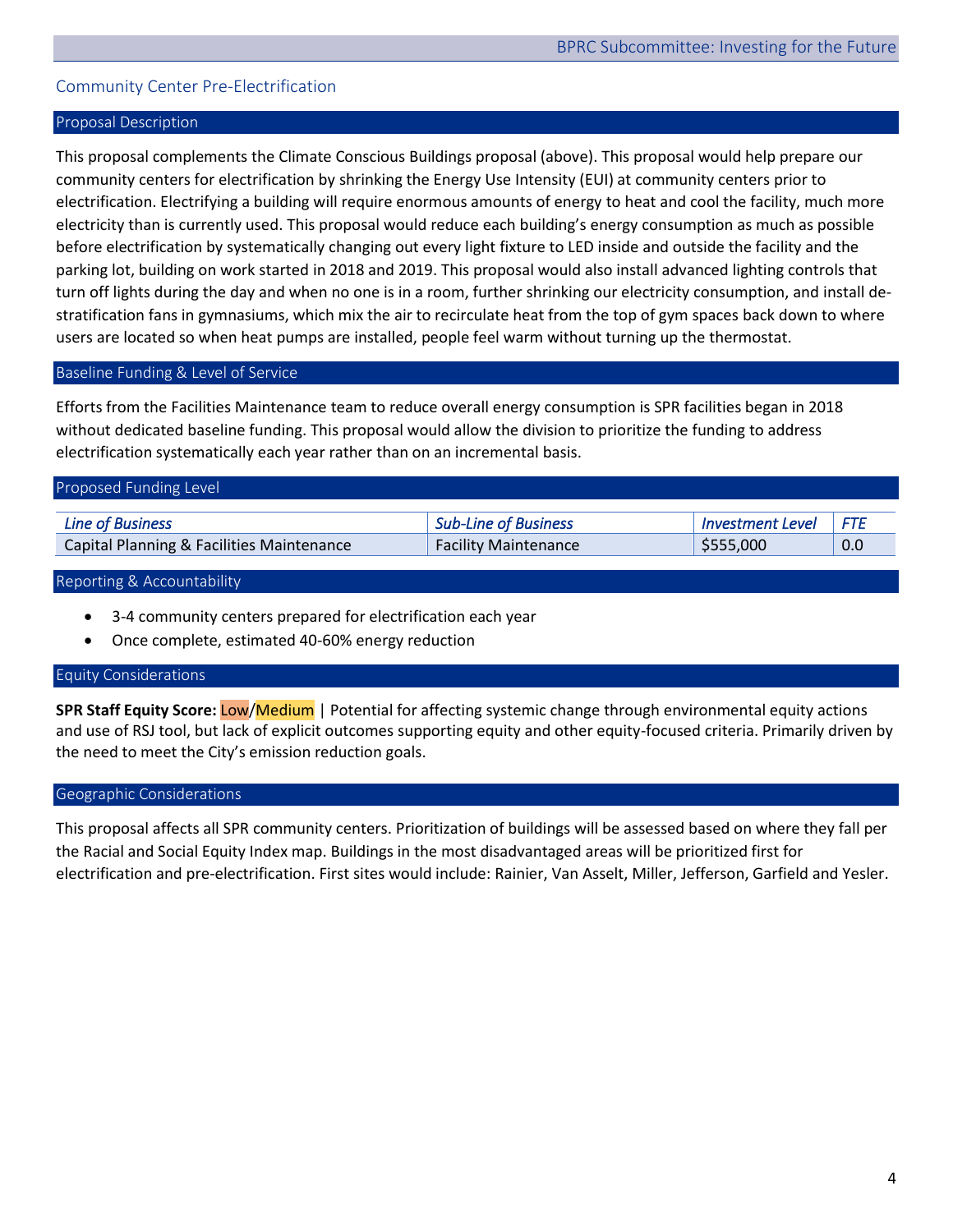## Community Center Pre-Electrification

### Proposal Description

This proposal complements the Climate Conscious Buildings proposal (above). This proposal would help prepare our community centers for electrification by shrinking the Energy Use Intensity (EUI) at community centers prior to electrification. Electrifying a building will require enormous amounts of energy to heat and cool the facility, much more electricity than is currently used. This proposal would reduce each building's energy consumption as much as possible before electrification by systematically changing out every light fixture to LED inside and outside the facility and the parking lot, building on work started in 2018 and 2019. This proposal would also install advanced lighting controls that turn off lights during the day and when no one is in a room, further shrinking our electricity consumption, and install de-stratification fans in gymnasiums, which mix the air to recirculate heat from the top of gym spaces back down to where users are located so when heat pumps are installed, people feel warm without turning up the thermostat.

### Baseline Funding & Level of Service

Efforts from the Facilities Maintenance team to reduce overall energy consumption is SPR facilities began in 2018 without dedicated baseline funding. This proposal would allow the division to prioritize the funding to address electrification systematically each year rather than on an incremental basis.

### Proposed Funding Level

| *Line of Business* | *Sub-Line of Business* | *Investment Level* | *FTE* |
|---|---|---|---|
| Capital Planning & Facilities Maintenance | Facility Maintenance | $555,000 | 0.0 |

### Reporting & Accountability

- 3-4 community centers prepared for electrification each year
- Once complete, estimated 40-60% energy reduction

### Equity Considerations

**SPR Staff Equity Score:** Low/Medium | Potential for affecting systemic change through environmental equity actions and use of RSJ tool, but lack of explicit outcomes supporting equity and other equity-focused criteria. Primarily driven by the need to meet the City's emission reduction goals.

### Geographic Considerations

This proposal affects all SPR community centers. Prioritization of buildings will be assessed based on where they fall per the Racial and Social Equity Index map. Buildings in the most disadvantaged areas will be prioritized first for electrification and pre-electrification. First sites would include: Rainier, Van Asselt, Miller, Jefferson, Garfield and Yesler.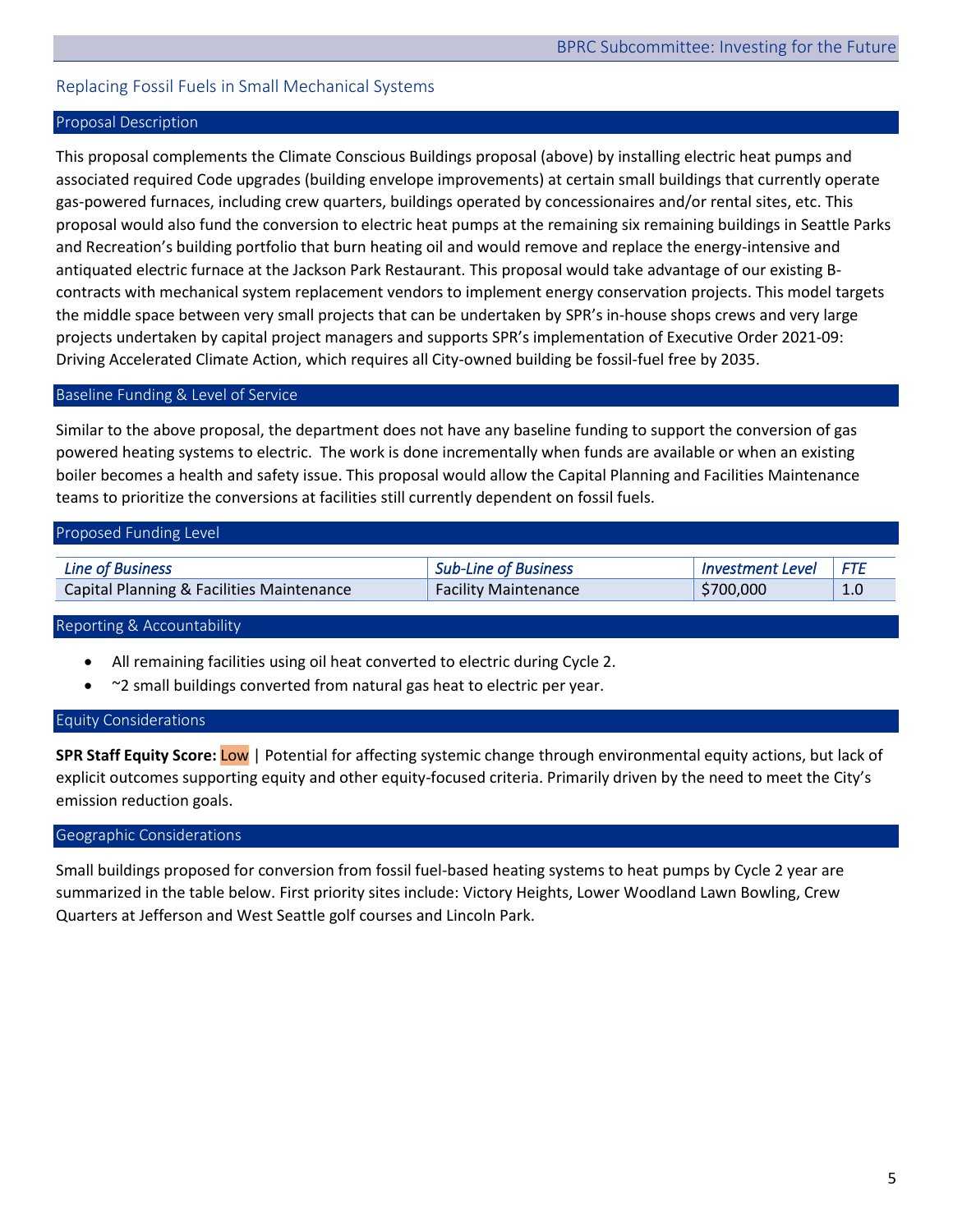## Replacing Fossil Fuels in Small Mechanical Systems

### Proposal Description

This proposal complements the Climate Conscious Buildings proposal (above) by installing electric heat pumps and associated required Code upgrades (building envelope improvements) at certain small buildings that currently operate gas-powered furnaces, including crew quarters, buildings operated by concessionaires and/or rental sites, etc. This proposal would also fund the conversion to electric heat pumps at the remaining six remaining buildings in Seattle Parks and Recreation's building portfolio that burn heating oil and would remove and replace the energy-intensive and antiquated electric furnace at the Jackson Park Restaurant. This proposal would take advantage of our existing B-contracts with mechanical system replacement vendors to implement energy conservation projects. This model targets the middle space between very small projects that can be undertaken by SPR's in-house shops crews and very large projects undertaken by capital project managers and supports SPR's implementation of Executive Order 2021-09: Driving Accelerated Climate Action, which requires all City-owned building be fossil-fuel free by 2035.

### Baseline Funding & Level of Service

Similar to the above proposal, the department does not have any baseline funding to support the conversion of gas powered heating systems to electric. The work is done incrementally when funds are available or when an existing boiler becomes a health and safety issue. This proposal would allow the Capital Planning and Facilities Maintenance teams to prioritize the conversions at facilities still currently dependent on fossil fuels.

### Proposed Funding Level

| *Line of Business* | *Sub-Line of Business* | *Investment Level* | *FTE* |
|---|---|---|---|
| Capital Planning & Facilities Maintenance | Facility Maintenance | $700,000 | 1.0 |

### Reporting & Accountability

- All remaining facilities using oil heat converted to electric during Cycle 2.
- ~2 small buildings converted from natural gas heat to electric per year.

### Equity Considerations

**SPR Staff Equity Score:** Low | Potential for affecting systemic change through environmental equity actions, but lack of explicit outcomes supporting equity and other equity-focused criteria. Primarily driven by the need to meet the City's emission reduction goals.

### Geographic Considerations

Small buildings proposed for conversion from fossil fuel-based heating systems to heat pumps by Cycle 2 year are summarized in the table below. First priority sites include: Victory Heights, Lower Woodland Lawn Bowling, Crew Quarters at Jefferson and West Seattle golf courses and Lincoln Park.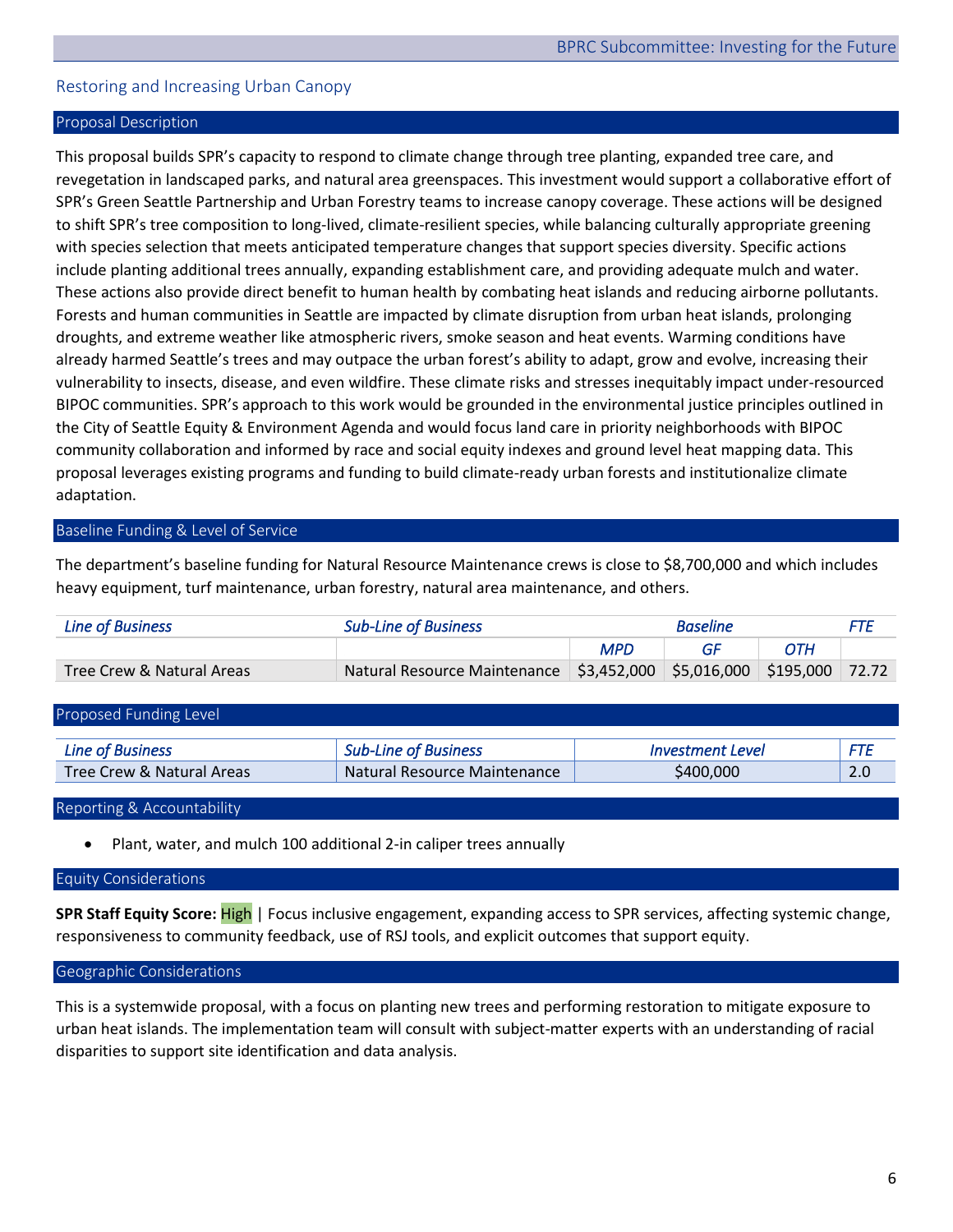## Restoring and Increasing Urban Canopy

### Proposal Description

This proposal builds SPR's capacity to respond to climate change through tree planting, expanded tree care, and revegetation in landscaped parks, and natural area greenspaces. This investment would support a collaborative effort of SPR's Green Seattle Partnership and Urban Forestry teams to increase canopy coverage. These actions will be designed to shift SPR's tree composition to long-lived, climate-resilient species, while balancing culturally appropriate greening with species selection that meets anticipated temperature changes that support species diversity. Specific actions include planting additional trees annually, expanding establishment care, and providing adequate mulch and water. These actions also provide direct benefit to human health by combating heat islands and reducing airborne pollutants. Forests and human communities in Seattle are impacted by climate disruption from urban heat islands, prolonging droughts, and extreme weather like atmospheric rivers, smoke season and heat events. Warming conditions have already harmed Seattle's trees and may outpace the urban forest's ability to adapt, grow and evolve, increasing their vulnerability to insects, disease, and even wildfire. These climate risks and stresses inequitably impact under-resourced BIPOC communities. SPR's approach to this work would be grounded in the environmental justice principles outlined in the City of Seattle Equity & Environment Agenda and would focus land care in priority neighborhoods with BIPOC community collaboration and informed by race and social equity indexes and ground level heat mapping data. This proposal leverages existing programs and funding to build climate-ready urban forests and institutionalize climate adaptation.

### Baseline Funding & Level of Service

The department's baseline funding for Natural Resource Maintenance crews is close to $8,700,000 and which includes heavy equipment, turf maintenance, urban forestry, natural area maintenance, and others.

| *Line of Business* | *Sub-Line of Business* | *Baseline* | | | *FTE* |
|---|---|---|---|---|---|
| | | *MPD* | *GF* | *OTH* | |
| Tree Crew & Natural Areas | Natural Resource Maintenance | $3,452,000 | $5,016,000 | $195,000 | 72.72 |

### Proposed Funding Level

| *Line of Business* | *Sub-Line of Business* | *Investment Level* | *FTE* |
|---|---|---|---|
| Tree Crew & Natural Areas | Natural Resource Maintenance | $400,000 | 2.0 |

### Reporting & Accountability

- Plant, water, and mulch 100 additional 2-in caliper trees annually

### Equity Considerations

**SPR Staff Equity Score:** High | Focus inclusive engagement, expanding access to SPR services, affecting systemic change, responsiveness to community feedback, use of RSJ tools, and explicit outcomes that support equity.

### Geographic Considerations

This is a systemwide proposal, with a focus on planting new trees and performing restoration to mitigate exposure to urban heat islands. The implementation team will consult with subject-matter experts with an understanding of racial disparities to support site identification and data analysis.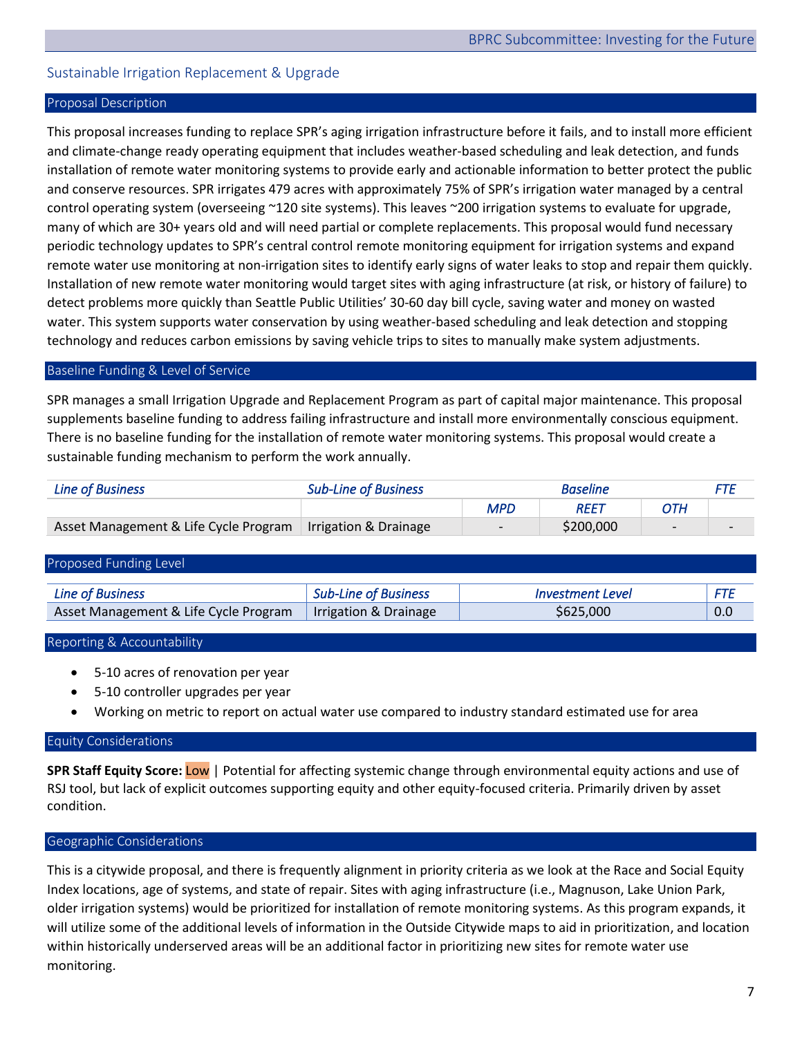## Sustainable Irrigation Replacement & Upgrade

### Proposal Description

This proposal increases funding to replace SPR's aging irrigation infrastructure before it fails, and to install more efficient and climate-change ready operating equipment that includes weather-based scheduling and leak detection, and funds installation of remote water monitoring systems to provide early and actionable information to better protect the public and conserve resources. SPR irrigates 479 acres with approximately 75% of SPR's irrigation water managed by a central control operating system (overseeing ~120 site systems). This leaves ~200 irrigation systems to evaluate for upgrade, many of which are 30+ years old and will need partial or complete replacements. This proposal would fund necessary periodic technology updates to SPR's central control remote monitoring equipment for irrigation systems and expand remote water use monitoring at non-irrigation sites to identify early signs of water leaks to stop and repair them quickly. Installation of new remote water monitoring would target sites with aging infrastructure (at risk, or history of failure) to detect problems more quickly than Seattle Public Utilities' 30-60 day bill cycle, saving water and money on wasted water. This system supports water conservation by using weather-based scheduling and leak detection and stopping technology and reduces carbon emissions by saving vehicle trips to sites to manually make system adjustments.

### Baseline Funding & Level of Service

SPR manages a small Irrigation Upgrade and Replacement Program as part of capital major maintenance. This proposal supplements baseline funding to address failing infrastructure and install more environmentally conscious equipment. There is no baseline funding for the installation of remote water monitoring systems. This proposal would create a sustainable funding mechanism to perform the work annually.

| *Line of Business* | *Sub-Line of Business* | *Baseline* | | | *FTE* |
|---|---|---|---|---|---|
| | | *MPD* | *REET* | *OTH* | |
| Asset Management & Life Cycle Program | Irrigation & Drainage | - | $200,000 | - | - |

### Proposed Funding Level

| *Line of Business* | *Sub-Line of Business* | *Investment Level* | *FTE* |
|---|---|---|---|
| Asset Management & Life Cycle Program | Irrigation & Drainage | $625,000 | 0.0 |

### Reporting & Accountability

- 5-10 acres of renovation per year
- 5-10 controller upgrades per year
- Working on metric to report on actual water use compared to industry standard estimated use for area

### Equity Considerations

**SPR Staff Equity Score:** Low | Potential for affecting systemic change through environmental equity actions and use of RSJ tool, but lack of explicit outcomes supporting equity and other equity-focused criteria. Primarily driven by asset condition.

### Geographic Considerations

This is a citywide proposal, and there is frequently alignment in priority criteria as we look at the Race and Social Equity Index locations, age of systems, and state of repair. Sites with aging infrastructure (i.e., Magnuson, Lake Union Park, older irrigation systems) would be prioritized for installation of remote monitoring systems. As this program expands, it will utilize some of the additional levels of information in the Outside Citywide maps to aid in prioritization, and location within historically underserved areas will be an additional factor in prioritizing new sites for remote water use monitoring.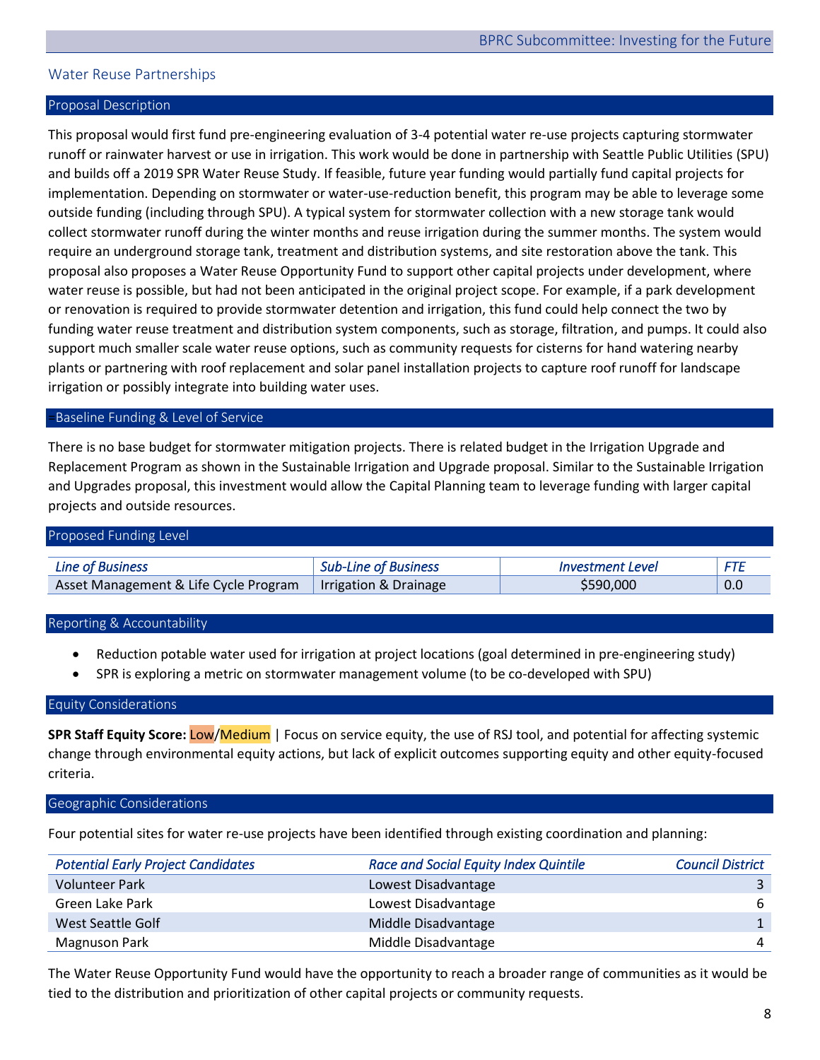## Water Reuse Partnerships

### Proposal Description

This proposal would first fund pre-engineering evaluation of 3-4 potential water re-use projects capturing stormwater runoff or rainwater harvest or use in irrigation. This work would be done in partnership with Seattle Public Utilities (SPU) and builds off a 2019 SPR Water Reuse Study. If feasible, future year funding would partially fund capital projects for implementation. Depending on stormwater or water-use-reduction benefit, this program may be able to leverage some outside funding (including through SPU). A typical system for stormwater collection with a new storage tank would collect stormwater runoff during the winter months and reuse irrigation during the summer months. The system would require an underground storage tank, treatment and distribution systems, and site restoration above the tank. This proposal also proposes a Water Reuse Opportunity Fund to support other capital projects under development, where water reuse is possible, but had not been anticipated in the original project scope. For example, if a park development or renovation is required to provide stormwater detention and irrigation, this fund could help connect the two by funding water reuse treatment and distribution system components, such as storage, filtration, and pumps. It could also support much smaller scale water reuse options, such as community requests for cisterns for hand watering nearby plants or partnering with roof replacement and solar panel installation projects to capture roof runoff for landscape irrigation or possibly integrate into building water uses.

### Baseline Funding & Level of Service

There is no base budget for stormwater mitigation projects. There is related budget in the Irrigation Upgrade and Replacement Program as shown in the Sustainable Irrigation and Upgrade proposal. Similar to the Sustainable Irrigation and Upgrades proposal, this investment would allow the Capital Planning team to leverage funding with larger capital projects and outside resources.

### Proposed Funding Level

| *Line of Business* | *Sub-Line of Business* | *Investment Level* | *FTE* |
|---|---|---|---|
| Asset Management & Life Cycle Program | Irrigation & Drainage | $590,000 | 0.0 |

### Reporting & Accountability

- Reduction potable water used for irrigation at project locations (goal determined in pre-engineering study)
- SPR is exploring a metric on stormwater management volume (to be co-developed with SPU)

### Equity Considerations

**SPR Staff Equity Score:** Low/Medium | Focus on service equity, the use of RSJ tool, and potential for affecting systemic change through environmental equity actions, but lack of explicit outcomes supporting equity and other equity-focused criteria.

### Geographic Considerations

Four potential sites for water re-use projects have been identified through existing coordination and planning:

| *Potential Early Project Candidates* | *Race and Social Equity Index Quintile* | *Council District* |
|---|---|---|
| Volunteer Park | Lowest Disadvantage | 3 |
| Green Lake Park | Lowest Disadvantage | 6 |
| West Seattle Golf | Middle Disadvantage | 1 |
| Magnuson Park | Middle Disadvantage | 4 |

The Water Reuse Opportunity Fund would have the opportunity to reach a broader range of communities as it would be tied to the distribution and prioritization of other capital projects or community requests.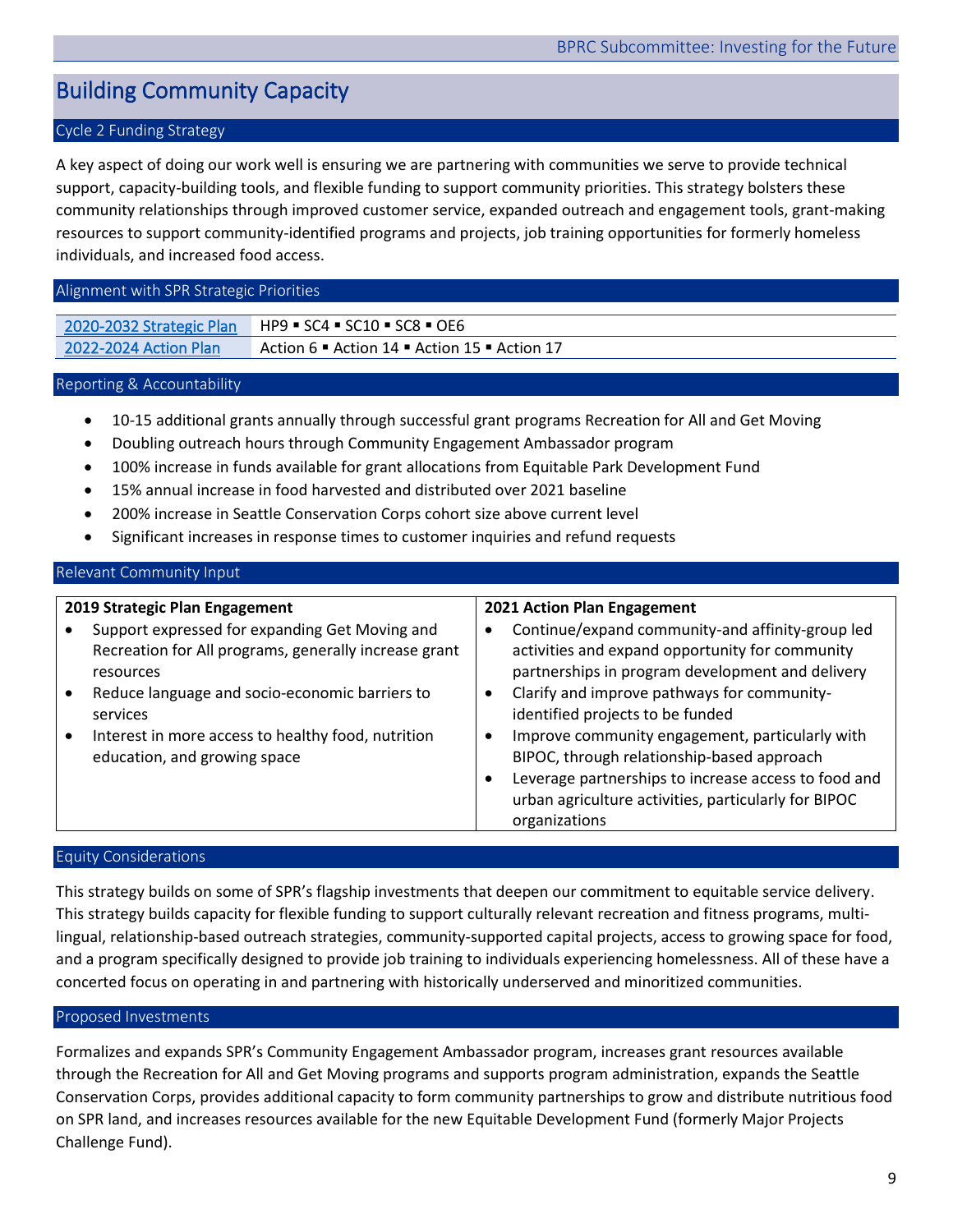# Building Community Capacity

## Cycle 2 Funding Strategy

A key aspect of doing our work well is ensuring we are partnering with communities we serve to provide technical support, capacity-building tools, and flexible funding to support community priorities. This strategy bolsters these community relationships through improved customer service, expanded outreach and engagement tools, grant-making resources to support community-identified programs and projects, job training opportunities for formerly homeless individuals, and increased food access.

## Alignment with SPR Strategic Priorities

| | |
|---|---|
| 2020-2032 Strategic Plan | HP9 ▪ SC4 ▪ SC10 ▪ SC8 ▪ OE6 |
| 2022-2024 Action Plan | Action 6 ▪ Action 14 ▪ Action 15 ▪ Action 17 |

## Reporting & Accountability

- 10-15 additional grants annually through successful grant programs Recreation for All and Get Moving
- Doubling outreach hours through Community Engagement Ambassador program
- 100% increase in funds available for grant allocations from Equitable Park Development Fund
- 15% annual increase in food harvested and distributed over 2021 baseline
- 200% increase in Seattle Conservation Corps cohort size above current level
- Significant increases in response times to customer inquiries and refund requests

## Relevant Community Input

| 2019 Strategic Plan Engagement | 2021 Action Plan Engagement |
|---|---|
| • Support expressed for expanding Get Moving and Recreation for All programs, generally increase grant resources<br>• Reduce language and socio-economic barriers to services<br>• Interest in more access to healthy food, nutrition education, and growing space | • Continue/expand community-and affinity-group led activities and expand opportunity for community partnerships in program development and delivery<br>• Clarify and improve pathways for community-identified projects to be funded<br>• Improve community engagement, particularly with BIPOC, through relationship-based approach<br>• Leverage partnerships to increase access to food and urban agriculture activities, particularly for BIPOC organizations |

## Equity Considerations

This strategy builds on some of SPR's flagship investments that deepen our commitment to equitable service delivery. This strategy builds capacity for flexible funding to support culturally relevant recreation and fitness programs, multi-lingual, relationship-based outreach strategies, community-supported capital projects, access to growing space for food, and a program specifically designed to provide job training to individuals experiencing homelessness. All of these have a concerted focus on operating in and partnering with historically underserved and minoritized communities.

## Proposed Investments

Formalizes and expands SPR's Community Engagement Ambassador program, increases grant resources available through the Recreation for All and Get Moving programs and supports program administration, expands the Seattle Conservation Corps, provides additional capacity to form community partnerships to grow and distribute nutritious food on SPR land, and increases resources available for the new Equitable Development Fund (formerly Major Projects Challenge Fund).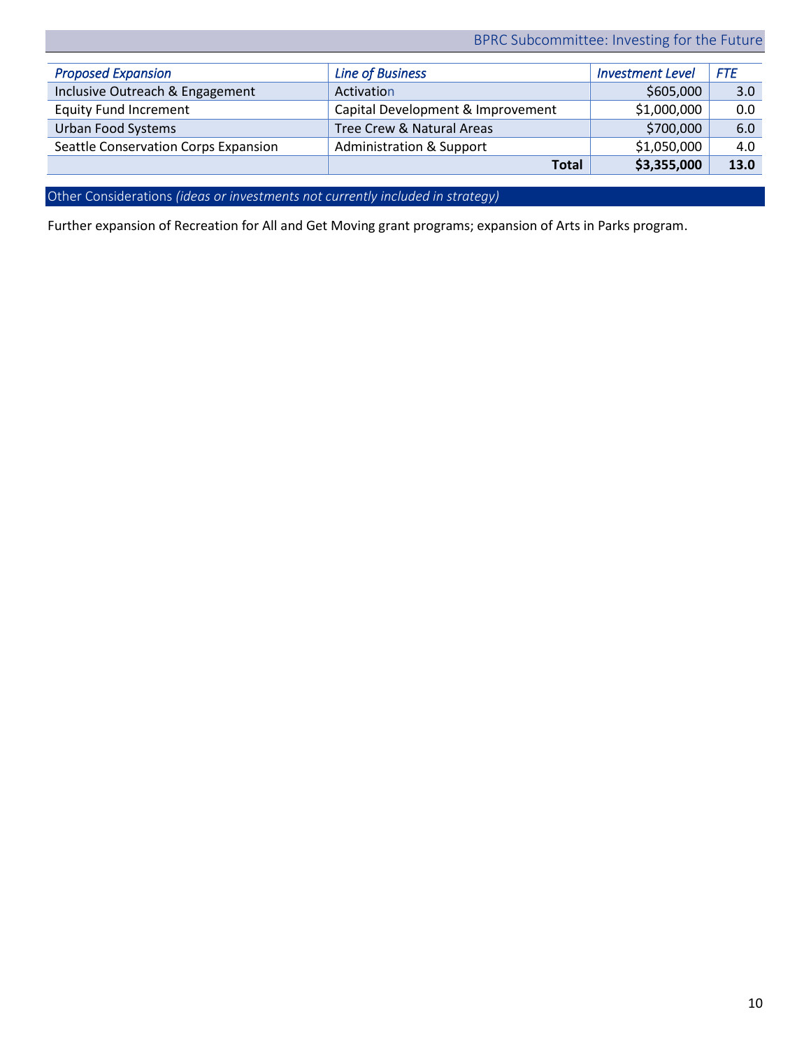| *Proposed Expansion* | *Line of Business* | *Investment Level* | *FTE* |
|---|---|---|---|
| Inclusive Outreach & Engagement | Activation | $605,000 | 3.0 |
| Equity Fund Increment | Capital Development & Improvement | $1,000,000 | 0.0 |
| Urban Food Systems | Tree Crew & Natural Areas | $700,000 | 6.0 |
| Seattle Conservation Corps Expansion | Administration & Support | $1,050,000 | 4.0 |
| | **Total** | **$3,355,000** | **13.0** |

## Other Considerations *(ideas or investments not currently included in strategy)*

Further expansion of Recreation for All and Get Moving grant programs; expansion of Arts in Parks program.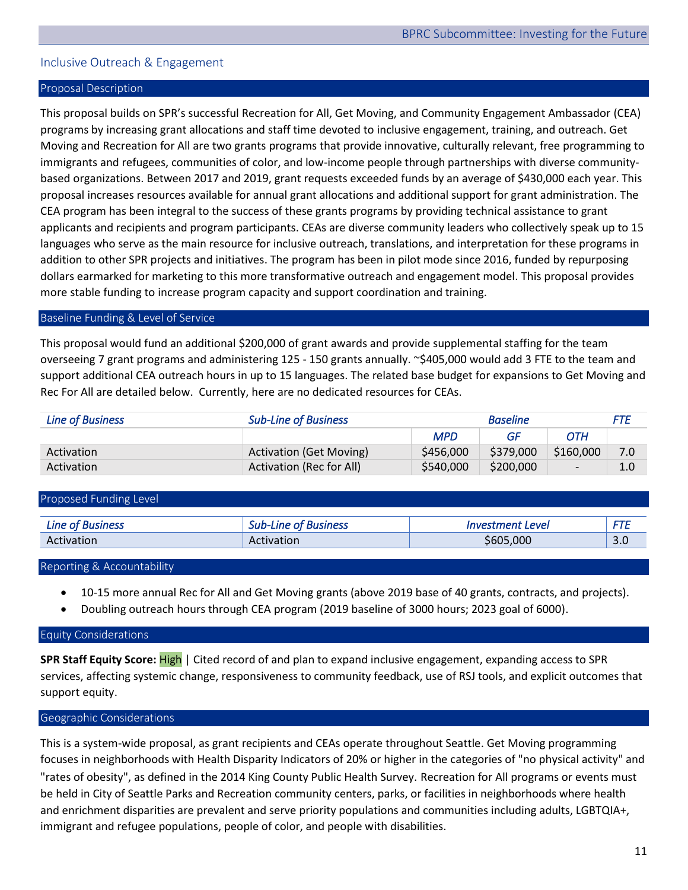## Inclusive Outreach & Engagement

### Proposal Description

This proposal builds on SPR's successful Recreation for All, Get Moving, and Community Engagement Ambassador (CEA) programs by increasing grant allocations and staff time devoted to inclusive engagement, training, and outreach. Get Moving and Recreation for All are two grants programs that provide innovative, culturally relevant, free programming to immigrants and refugees, communities of color, and low-income people through partnerships with diverse community-based organizations. Between 2017 and 2019, grant requests exceeded funds by an average of $430,000 each year. This proposal increases resources available for annual grant allocations and additional support for grant administration. The CEA program has been integral to the success of these grants programs by providing technical assistance to grant applicants and recipients and program participants. CEAs are diverse community leaders who collectively speak up to 15 languages who serve as the main resource for inclusive outreach, translations, and interpretation for these programs in addition to other SPR projects and initiatives. The program has been in pilot mode since 2016, funded by repurposing dollars earmarked for marketing to this more transformative outreach and engagement model. This proposal provides more stable funding to increase program capacity and support coordination and training.

### Baseline Funding & Level of Service

This proposal would fund an additional $200,000 of grant awards and provide supplemental staffing for the team overseeing 7 grant programs and administering 125 - 150 grants annually. ~$405,000 would add 3 FTE to the team and support additional CEA outreach hours in up to 15 languages. The related base budget for expansions to Get Moving and Rec For All are detailed below. Currently, here are no dedicated resources for CEAs.

| *Line of Business* | *Sub-Line of Business* | *Baseline* | | | *FTE* |
|---|---|---|---|---|---|
| | | *MPD* | *GF* | *OTH* | |
| Activation | Activation (Get Moving) | $456,000 | $379,000 | $160,000 | 7.0 |
| Activation | Activation (Rec for All) | $540,000 | $200,000 | - | 1.0 |

### Proposed Funding Level

| *Line of Business* | *Sub-Line of Business* | *Investment Level* | *FTE* |
|---|---|---|---|
| Activation | Activation | $605,000 | 3.0 |

### Reporting & Accountability

- 10-15 more annual Rec for All and Get Moving grants (above 2019 base of 40 grants, contracts, and projects).
- Doubling outreach hours through CEA program (2019 baseline of 3000 hours; 2023 goal of 6000).

### Equity Considerations

**SPR Staff Equity Score:** High | Cited record of and plan to expand inclusive engagement, expanding access to SPR services, affecting systemic change, responsiveness to community feedback, use of RSJ tools, and explicit outcomes that support equity.

### Geographic Considerations

This is a system-wide proposal, as grant recipients and CEAs operate throughout Seattle. Get Moving programming focuses in neighborhoods with Health Disparity Indicators of 20% or higher in the categories of "no physical activity" and "rates of obesity", as defined in the 2014 King County Public Health Survey. Recreation for All programs or events must be held in City of Seattle Parks and Recreation community centers, parks, or facilities in neighborhoods where health and enrichment disparities are prevalent and serve priority populations and communities including adults, LGBTQIA+, immigrant and refugee populations, people of color, and people with disabilities.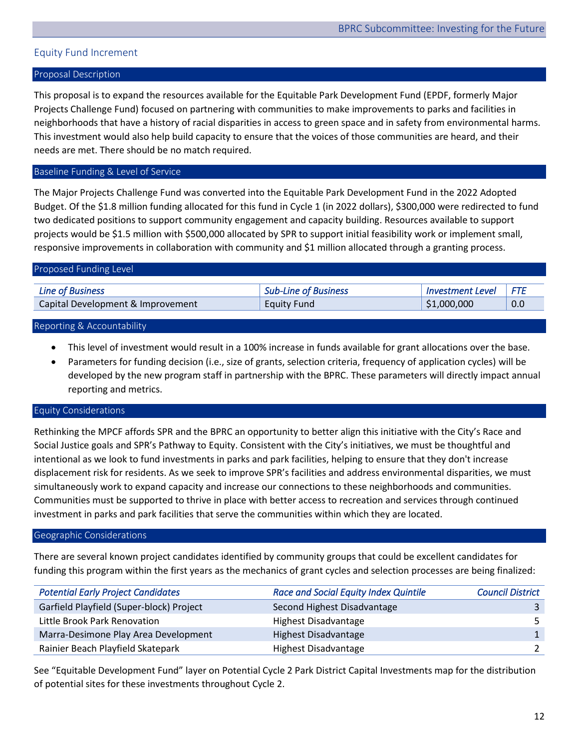## Equity Fund Increment

### Proposal Description

This proposal is to expand the resources available for the Equitable Park Development Fund (EPDF, formerly Major Projects Challenge Fund) focused on partnering with communities to make improvements to parks and facilities in neighborhoods that have a history of racial disparities in access to green space and in safety from environmental harms. This investment would also help build capacity to ensure that the voices of those communities are heard, and their needs are met. There should be no match required.

### Baseline Funding & Level of Service

The Major Projects Challenge Fund was converted into the Equitable Park Development Fund in the 2022 Adopted Budget. Of the $1.8 million funding allocated for this fund in Cycle 1 (in 2022 dollars), $300,000 were redirected to fund two dedicated positions to support community engagement and capacity building. Resources available to support projects would be $1.5 million with $500,000 allocated by SPR to support initial feasibility work or implement small, responsive improvements in collaboration with community and $1 million allocated through a granting process.

### Proposed Funding Level

| *Line of Business* | *Sub-Line of Business* | *Investment Level* | *FTE* |
|---|---|---|---|
| Capital Development & Improvement | Equity Fund | $1,000,000 | 0.0 |

### Reporting & Accountability

- This level of investment would result in a 100% increase in funds available for grant allocations over the base.
- Parameters for funding decision (i.e., size of grants, selection criteria, frequency of application cycles) will be developed by the new program staff in partnership with the BPRC. These parameters will directly impact annual reporting and metrics.

### Equity Considerations

Rethinking the MPCF affords SPR and the BPRC an opportunity to better align this initiative with the City's Race and Social Justice goals and SPR's Pathway to Equity. Consistent with the City's initiatives, we must be thoughtful and intentional as we look to fund investments in parks and park facilities, helping to ensure that they don't increase displacement risk for residents. As we seek to improve SPR's facilities and address environmental disparities, we must simultaneously work to expand capacity and increase our connections to these neighborhoods and communities. Communities must be supported to thrive in place with better access to recreation and services through continued investment in parks and park facilities that serve the communities within which they are located.

### Geographic Considerations

There are several known project candidates identified by community groups that could be excellent candidates for funding this program within the first years as the mechanics of grant cycles and selection processes are being finalized:

| *Potential Early Project Candidates* | *Race and Social Equity Index Quintile* | *Council District* |
|---|---|---|
| Garfield Playfield (Super-block) Project | Second Highest Disadvantage | 3 |
| Little Brook Park Renovation | Highest Disadvantage | 5 |
| Marra-Desimone Play Area Development | Highest Disadvantage | 1 |
| Rainier Beach Playfield Skatepark | Highest Disadvantage | 2 |

See "Equitable Development Fund" layer on Potential Cycle 2 Park District Capital Investments map for the distribution of potential sites for these investments throughout Cycle 2.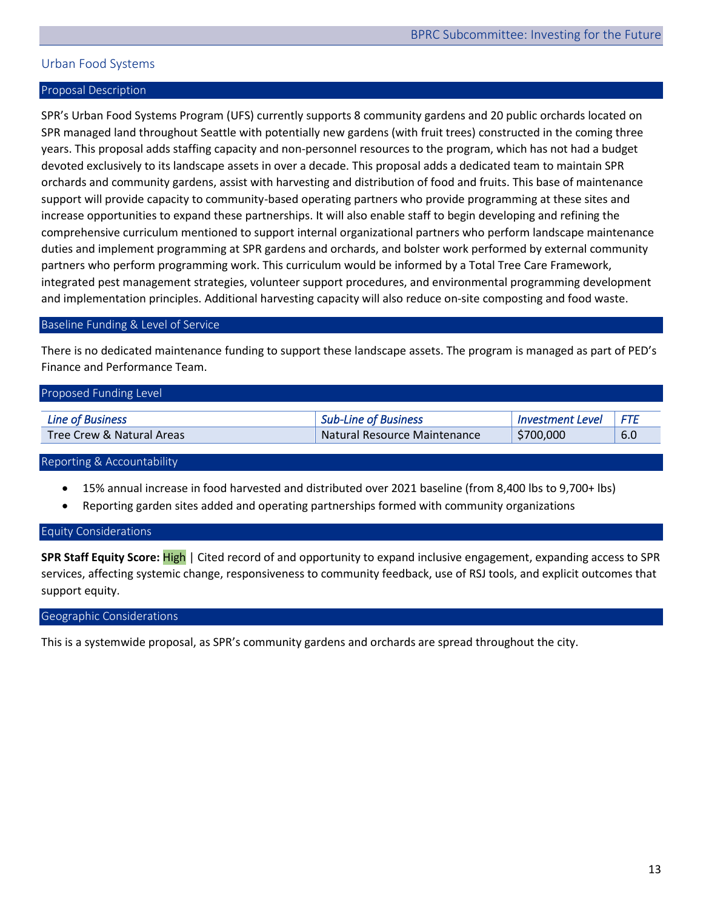## Urban Food Systems

### Proposal Description

SPR's Urban Food Systems Program (UFS) currently supports 8 community gardens and 20 public orchards located on SPR managed land throughout Seattle with potentially new gardens (with fruit trees) constructed in the coming three years. This proposal adds staffing capacity and non-personnel resources to the program, which has not had a budget devoted exclusively to its landscape assets in over a decade. This proposal adds a dedicated team to maintain SPR orchards and community gardens, assist with harvesting and distribution of food and fruits. This base of maintenance support will provide capacity to community-based operating partners who provide programming at these sites and increase opportunities to expand these partnerships. It will also enable staff to begin developing and refining the comprehensive curriculum mentioned to support internal organizational partners who perform landscape maintenance duties and implement programming at SPR gardens and orchards, and bolster work performed by external community partners who perform programming work. This curriculum would be informed by a Total Tree Care Framework, integrated pest management strategies, volunteer support procedures, and environmental programming development and implementation principles. Additional harvesting capacity will also reduce on-site composting and food waste.

### Baseline Funding & Level of Service

There is no dedicated maintenance funding to support these landscape assets. The program is managed as part of PED's Finance and Performance Team.

### Proposed Funding Level

| *Line of Business* | *Sub-Line of Business* | *Investment Level* | *FTE* |
|---|---|---|---|
| Tree Crew & Natural Areas | Natural Resource Maintenance | $700,000 | 6.0 |

### Reporting & Accountability

- 15% annual increase in food harvested and distributed over 2021 baseline (from 8,400 lbs to 9,700+ lbs)
- Reporting garden sites added and operating partnerships formed with community organizations

### Equity Considerations

**SPR Staff Equity Score:** High | Cited record of and opportunity to expand inclusive engagement, expanding access to SPR services, affecting systemic change, responsiveness to community feedback, use of RSJ tools, and explicit outcomes that support equity.

### Geographic Considerations

This is a systemwide proposal, as SPR's community gardens and orchards are spread throughout the city.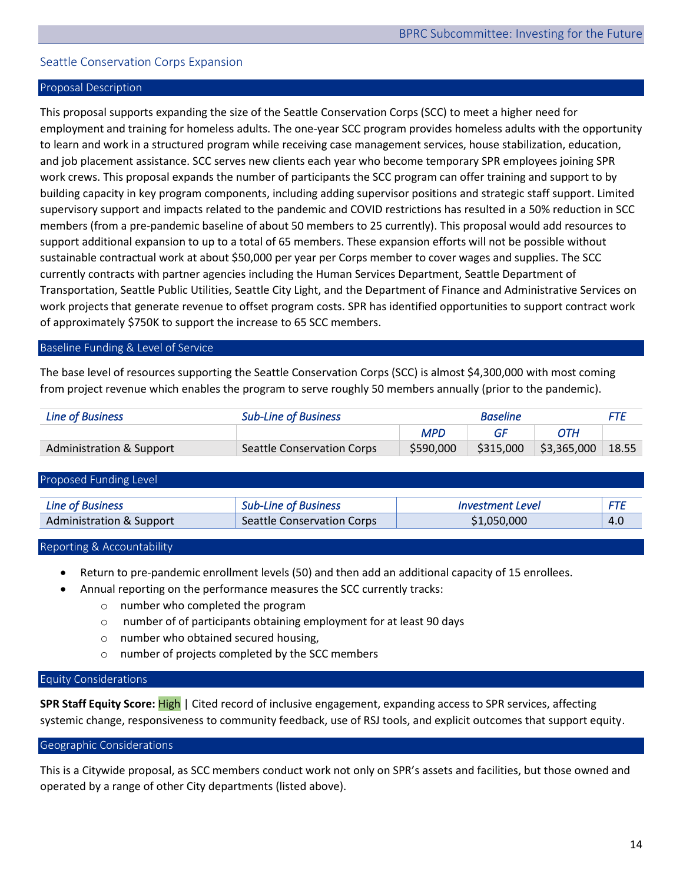## Seattle Conservation Corps Expansion

### Proposal Description

This proposal supports expanding the size of the Seattle Conservation Corps (SCC) to meet a higher need for employment and training for homeless adults. The one-year SCC program provides homeless adults with the opportunity to learn and work in a structured program while receiving case management services, house stabilization, education, and job placement assistance. SCC serves new clients each year who become temporary SPR employees joining SPR work crews. This proposal expands the number of participants the SCC program can offer training and support to by building capacity in key program components, including adding supervisor positions and strategic staff support. Limited supervisory support and impacts related to the pandemic and COVID restrictions has resulted in a 50% reduction in SCC members (from a pre-pandemic baseline of about 50 members to 25 currently). This proposal would add resources to support additional expansion to up to a total of 65 members. These expansion efforts will not be possible without sustainable contractual work at about $50,000 per year per Corps member to cover wages and supplies. The SCC currently contracts with partner agencies including the Human Services Department, Seattle Department of Transportation, Seattle Public Utilities, Seattle City Light, and the Department of Finance and Administrative Services on work projects that generate revenue to offset program costs. SPR has identified opportunities to support contract work of approximately $750K to support the increase to 65 SCC members.

### Baseline Funding & Level of Service

The base level of resources supporting the Seattle Conservation Corps (SCC) is almost $4,300,000 with most coming from project revenue which enables the program to serve roughly 50 members annually (prior to the pandemic).

| *Line of Business* | *Sub-Line of Business* | *Baseline* | | | *FTE* |
|---|---|---|---|---|---|
| | | *MPD* | *GF* | *OTH* | |
| Administration & Support | Seattle Conservation Corps | $590,000 | $315,000 | $3,365,000 | 18.55 |

### Proposed Funding Level

| *Line of Business* | *Sub-Line of Business* | *Investment Level* | *FTE* |
|---|---|---|---|
| Administration & Support | Seattle Conservation Corps | $1,050,000 | 4.0 |

### Reporting & Accountability

- Return to pre-pandemic enrollment levels (50) and then add an additional capacity of 15 enrollees.
- Annual reporting on the performance measures the SCC currently tracks:
  - number who completed the program
  - number of of participants obtaining employment for at least 90 days
  - number who obtained secured housing,
  - number of projects completed by the SCC members

### Equity Considerations

**SPR Staff Equity Score:** High | Cited record of inclusive engagement, expanding access to SPR services, affecting systemic change, responsiveness to community feedback, use of RSJ tools, and explicit outcomes that support equity.

### Geographic Considerations

This is a Citywide proposal, as SCC members conduct work not only on SPR's assets and facilities, but those owned and operated by a range of other City departments (listed above).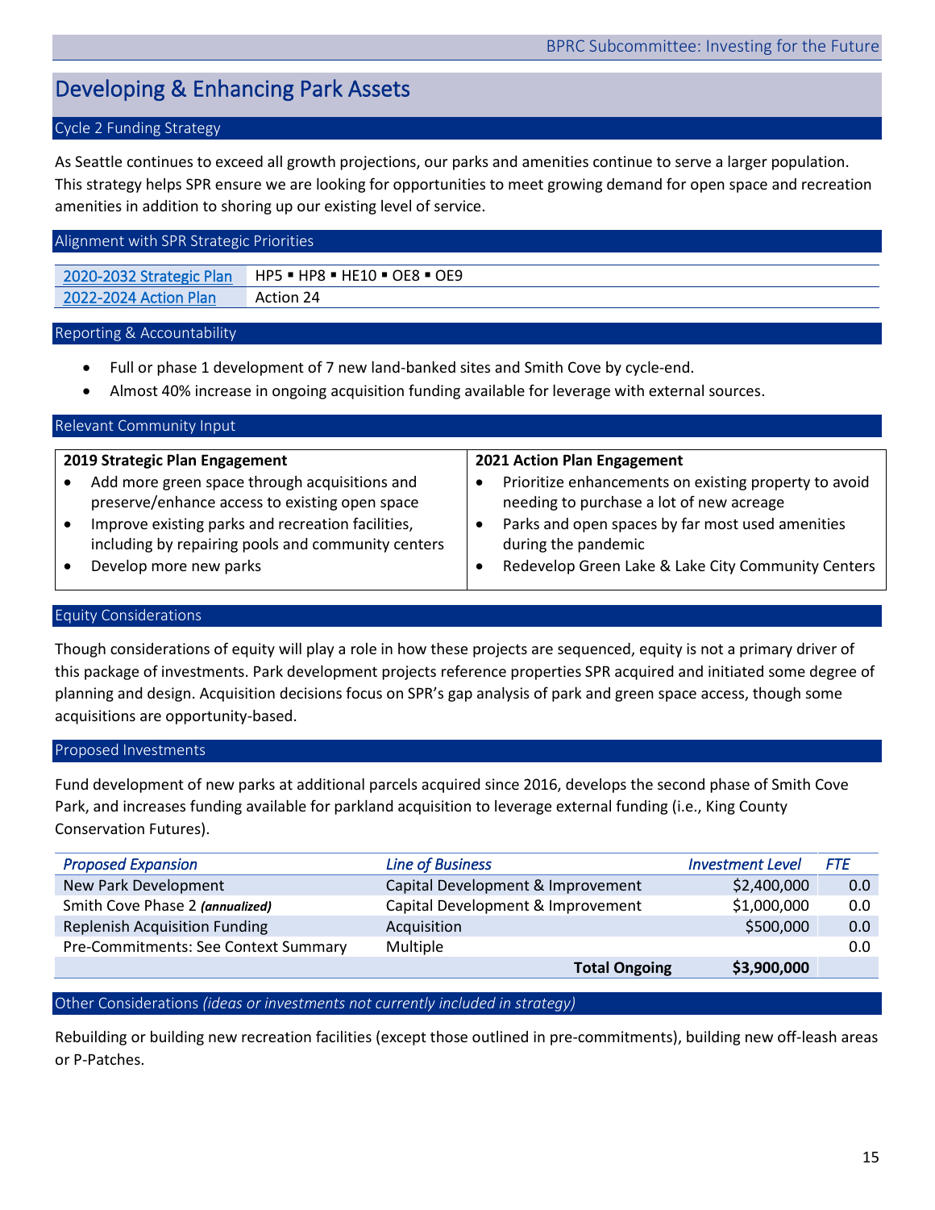# Developing & Enhancing Park Assets

## Cycle 2 Funding Strategy

As Seattle continues to exceed all growth projections, our parks and amenities continue to serve a larger population. This strategy helps SPR ensure we are looking for opportunities to meet growing demand for open space and recreation amenities in addition to shoring up our existing level of service.

## Alignment with SPR Strategic Priorities

| | |
|---|---|
| 2020-2032 Strategic Plan | HP5 ▪ HP8 ▪ HE10 ▪ OE8 ▪ OE9 |
| 2022-2024 Action Plan | Action 24 |

## Reporting & Accountability

- Full or phase 1 development of 7 new land-banked sites and Smith Cove by cycle-end.
- Almost 40% increase in ongoing acquisition funding available for leverage with external sources.

## Relevant Community Input

**2019 Strategic Plan Engagement**

- Add more green space through acquisitions and preserve/enhance access to existing open space
- Improve existing parks and recreation facilities, including by repairing pools and community centers
- Develop more new parks

**2021 Action Plan Engagement**

- Prioritize enhancements on existing property to avoid needing to purchase a lot of new acreage
- Parks and open spaces by far most used amenities during the pandemic
- Redevelop Green Lake & Lake City Community Centers

## Equity Considerations

Though considerations of equity will play a role in how these projects are sequenced, equity is not a primary driver of this package of investments. Park development projects reference properties SPR acquired and initiated some degree of planning and design. Acquisition decisions focus on SPR's gap analysis of park and green space access, though some acquisitions are opportunity-based.

## Proposed Investments

Fund development of new parks at additional parcels acquired since 2016, develops the second phase of Smith Cove Park, and increases funding available for parkland acquisition to leverage external funding (i.e., King County Conservation Futures).

| *Proposed Expansion* | *Line of Business* | *Investment Level* | *FTE* |
|---|---|---|---|
| New Park Development | Capital Development & Improvement | $2,400,000 | 0.0 |
| Smith Cove Phase 2 ***(annualized)*** | Capital Development & Improvement | $1,000,000 | 0.0 |
| Replenish Acquisition Funding | Acquisition | $500,000 | 0.0 |
| Pre-Commitments: See Context Summary | Multiple | | 0.0 |
| | **Total Ongoing** | **$3,900,000** | |

## Other Considerations *(ideas or investments not currently included in strategy)*

Rebuilding or building new recreation facilities (except those outlined in pre-commitments), building new off-leash areas or P-Patches.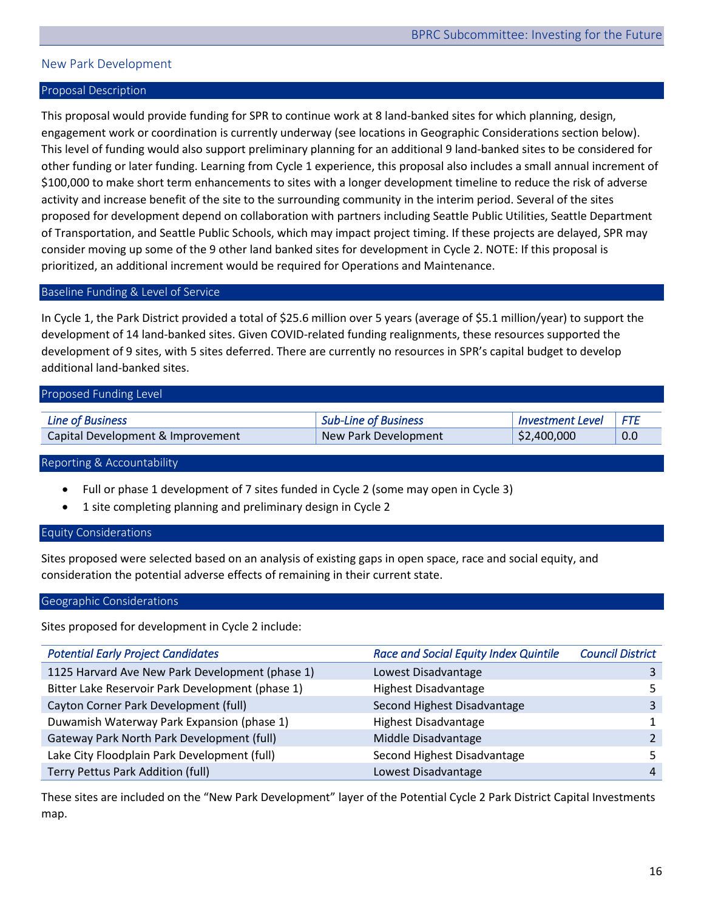## New Park Development

### Proposal Description

This proposal would provide funding for SPR to continue work at 8 land-banked sites for which planning, design, engagement work or coordination is currently underway (see locations in Geographic Considerations section below). This level of funding would also support preliminary planning for an additional 9 land-banked sites to be considered for other funding or later funding. Learning from Cycle 1 experience, this proposal also includes a small annual increment of $100,000 to make short term enhancements to sites with a longer development timeline to reduce the risk of adverse activity and increase benefit of the site to the surrounding community in the interim period. Several of the sites proposed for development depend on collaboration with partners including Seattle Public Utilities, Seattle Department of Transportation, and Seattle Public Schools, which may impact project timing. If these projects are delayed, SPR may consider moving up some of the 9 other land banked sites for development in Cycle 2. NOTE: If this proposal is prioritized, an additional increment would be required for Operations and Maintenance.

### Baseline Funding & Level of Service

In Cycle 1, the Park District provided a total of $25.6 million over 5 years (average of $5.1 million/year) to support the development of 14 land-banked sites. Given COVID-related funding realignments, these resources supported the development of 9 sites, with 5 sites deferred. There are currently no resources in SPR's capital budget to develop additional land-banked sites.

### Proposed Funding Level

| *Line of Business* | *Sub-Line of Business* | *Investment Level* | *FTE* |
|---|---|---|---|
| Capital Development & Improvement | New Park Development | $2,400,000 | 0.0 |

### Reporting & Accountability

- Full or phase 1 development of 7 sites funded in Cycle 2 (some may open in Cycle 3)
- 1 site completing planning and preliminary design in Cycle 2

### Equity Considerations

Sites proposed were selected based on an analysis of existing gaps in open space, race and social equity, and consideration the potential adverse effects of remaining in their current state.

### Geographic Considerations

Sites proposed for development in Cycle 2 include:

| *Potential Early Project Candidates* | *Race and Social Equity Index Quintile* | *Council District* |
|---|---|---|
| 1125 Harvard Ave New Park Development (phase 1) | Lowest Disadvantage | 3 |
| Bitter Lake Reservoir Park Development (phase 1) | Highest Disadvantage | 5 |
| Cayton Corner Park Development (full) | Second Highest Disadvantage | 3 |
| Duwamish Waterway Park Expansion (phase 1) | Highest Disadvantage | 1 |
| Gateway Park North Park Development (full) | Middle Disadvantage | 2 |
| Lake City Floodplain Park Development (full) | Second Highest Disadvantage | 5 |
| Terry Pettus Park Addition (full) | Lowest Disadvantage | 4 |

These sites are included on the "New Park Development" layer of the Potential Cycle 2 Park District Capital Investments map.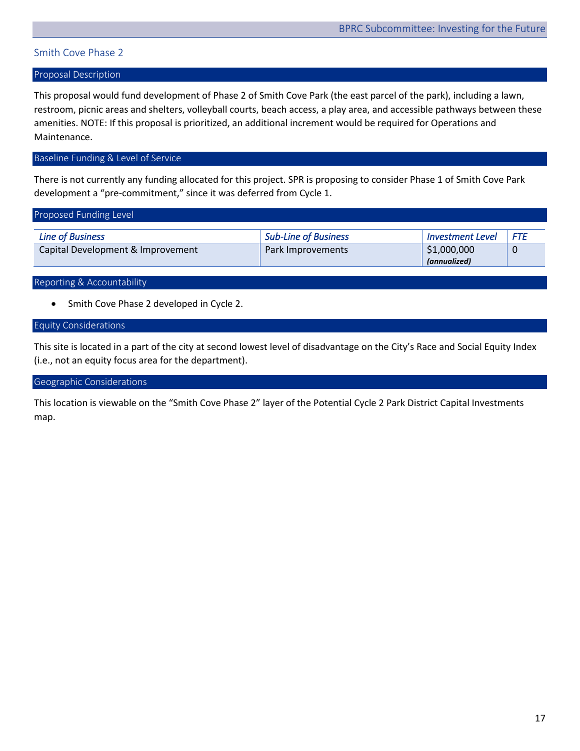## Smith Cove Phase 2

### Proposal Description

This proposal would fund development of Phase 2 of Smith Cove Park (the east parcel of the park), including a lawn, restroom, picnic areas and shelters, volleyball courts, beach access, a play area, and accessible pathways between these amenities. NOTE: If this proposal is prioritized, an additional increment would be required for Operations and Maintenance.

### Baseline Funding & Level of Service

There is not currently any funding allocated for this project. SPR is proposing to consider Phase 1 of Smith Cove Park development a "pre-commitment," since it was deferred from Cycle 1.

### Proposed Funding Level

| *Line of Business* | *Sub-Line of Business* | *Investment Level* | *FTE* |
|---|---|---|---|
| Capital Development & Improvement | Park Improvements | $1,000,000 ***(annualized)*** | 0 |

### Reporting & Accountability

- Smith Cove Phase 2 developed in Cycle 2.

### Equity Considerations

This site is located in a part of the city at second lowest level of disadvantage on the City's Race and Social Equity Index (i.e., not an equity focus area for the department).

### Geographic Considerations

This location is viewable on the "Smith Cove Phase 2" layer of the Potential Cycle 2 Park District Capital Investments map.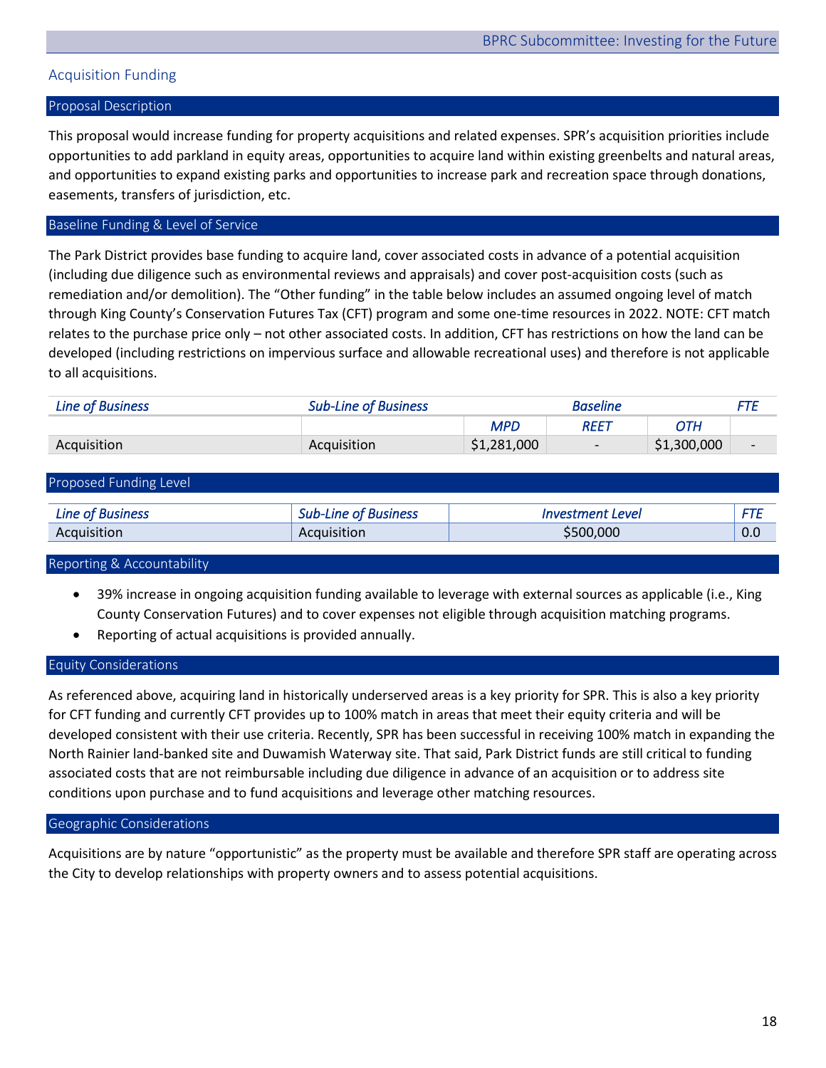## Acquisition Funding

### Proposal Description

This proposal would increase funding for property acquisitions and related expenses. SPR's acquisition priorities include opportunities to add parkland in equity areas, opportunities to acquire land within existing greenbelts and natural areas, and opportunities to expand existing parks and opportunities to increase park and recreation space through donations, easements, transfers of jurisdiction, etc.

### Baseline Funding & Level of Service

The Park District provides base funding to acquire land, cover associated costs in advance of a potential acquisition (including due diligence such as environmental reviews and appraisals) and cover post-acquisition costs (such as remediation and/or demolition). The "Other funding" in the table below includes an assumed ongoing level of match through King County's Conservation Futures Tax (CFT) program and some one-time resources in 2022. NOTE: CFT match relates to the purchase price only – not other associated costs. In addition, CFT has restrictions on how the land can be developed (including restrictions on impervious surface and allowable recreational uses) and therefore is not applicable to all acquisitions.

| *Line of Business* | *Sub-Line of Business* | *Baseline* | | | *FTE* |
|---|---|---|---|---|---|
| | | *MPD* | *REET* | *OTH* | |
| Acquisition | Acquisition | $1,281,000 | - | $1,300,000 | - |

### Proposed Funding Level

| *Line of Business* | *Sub-Line of Business* | *Investment Level* | *FTE* |
|---|---|---|---|
| Acquisition | Acquisition | $500,000 | 0.0 |

### Reporting & Accountability

- 39% increase in ongoing acquisition funding available to leverage with external sources as applicable (i.e., King County Conservation Futures) and to cover expenses not eligible through acquisition matching programs.
- Reporting of actual acquisitions is provided annually.

### Equity Considerations

As referenced above, acquiring land in historically underserved areas is a key priority for SPR. This is also a key priority for CFT funding and currently CFT provides up to 100% match in areas that meet their equity criteria and will be developed consistent with their use criteria. Recently, SPR has been successful in receiving 100% match in expanding the North Rainier land-banked site and Duwamish Waterway site. That said, Park District funds are still critical to funding associated costs that are not reimbursable including due diligence in advance of an acquisition or to address site conditions upon purchase and to fund acquisitions and leverage other matching resources.

### Geographic Considerations

Acquisitions are by nature "opportunistic" as the property must be available and therefore SPR staff are operating across the City to develop relationships with property owners and to assess potential acquisitions.